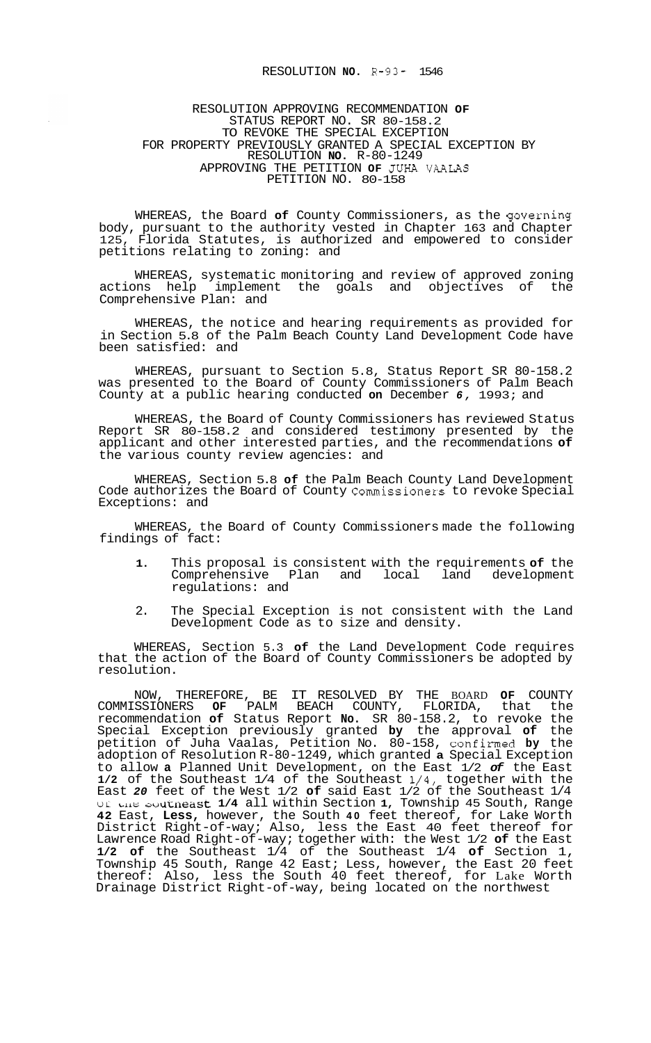RESOLUTION NO. R-93- 1546

RESOLUTION APPROVING RECOMMENDATION OF STATUS REPORT NO. SR 80-158.2 TO REVOKE THE SPECIAL EXCEPTION FOR PROPERTY PREVIOUSLY GRANTED A SPECIAL EXCEPTION BY RESOLUTION NO. R-80-1249 APPROVING THE PETITION OF JUHA VAALAS PETITION NO. 80-158

WHEREAS, the Board of County Commissioners, as the governing body, pursuant to the authority vested in Chapter 163 and Chapter 125, Florida Statutes, is authorized and empowered to consider petitions relating to zoning: and

WHEREAS, systematic monitoring and review of approved zoning actions help implement the goals and objectives of the Comprehensive Plan: and

WHEREAS, the notice and hearing requirements as provided for in Section 5.8 of the Palm Beach County Land Development Code have been satisfied: and

WHEREAS, pursuant to Section 5.8, Status Report SR 80-158.2 was presented to the Board of County Commissioners of Palm Beach County at a public hearing conducted on December 6, 1993; and

WHEREAS, the Board of County Commissioners has reviewed Status Report SR 80-158.2 and considered testimony presented by the applicant and other interested parties, and the recommendations of the various county review agencies: and

WHEREAS, Section 5.8 of the Palm Beach County Land Development Code authorizes the Board of County Commissioners to revoke Special Exceptions: and

WHEREAS, the Board of County Commissioners made the following findings of fact:

1. This proposal is consistent with the requirements of the Comprehensive Plan and local land development regulations: and

2. The Special Exception is not consistent with the Land Development Code as to size and density.

WHEREAS, Section 5.3 of the Land Development Code requires that the action of the Board of County Commissioners be adopted by resolution.

NOW, THEREFORE, BE IT RESOLVED BY THE BOARD OF COUNTY COMMISSIONERS OF PALM BEACH COUNTY, FLORIDA, that the recommendation of Status Report No. SR 80-158.2, to revoke the Special Exception previously granted by the approval of the petition of Juha Vaalas, Petition No. 80-158, confirmed by the adoption of Resolution R-80-1249, which granted a Special Exception to allow a Planned Unit Development, on the East 1/2 of the East 1/2 of the Southeast 1/4 of the Southeast 1/4, together with the East 20 feet of the West 1/2 of said East 1/2 of the Southeast 1/4 of the Southeast 1/4 all within Section 1, Township 45 South, Range 42 East, Less, however, the South 40 feet thereof, for Lake Worth District Right-of-way; Also, less the East 40 feet thereof for Lawrence Road Right-of-way; together with: the West 1/2 of the East 1/2 of the Southeast 1/4 of the Southeast 1/4 of Section 1, Township 45 South, Range 42 East; Less, however, the East 20 feet thereof: Also, less the South 40 feet thereof, for Lake Worth Drainage District Right-of-way, being located on the northwest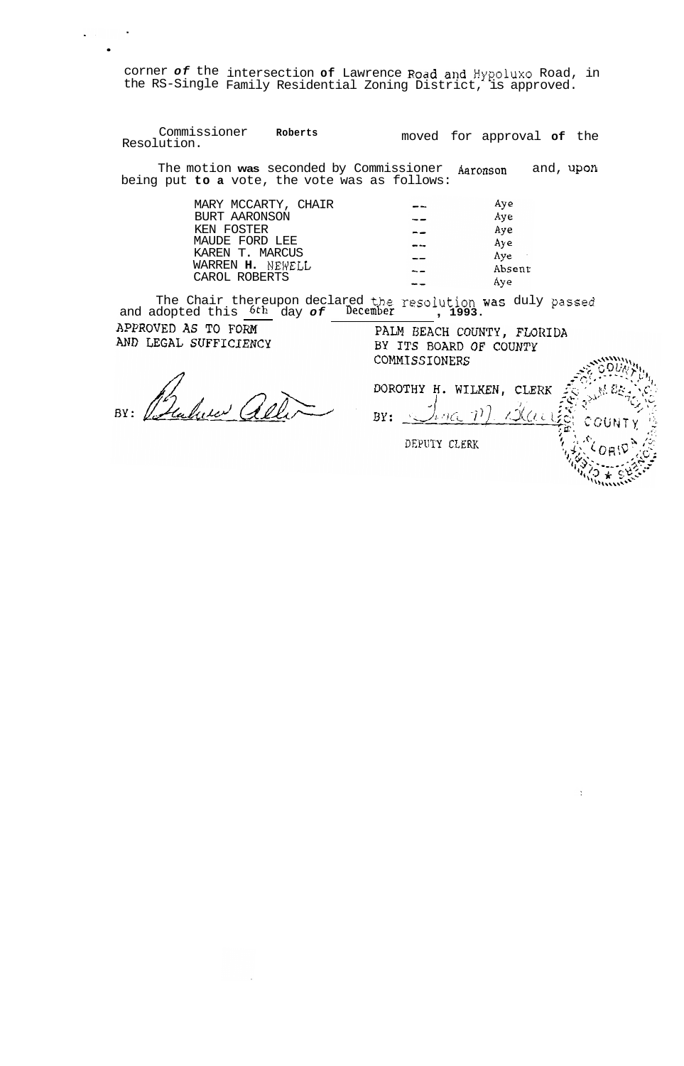corner of the intersection of Lawrence Road and Hypoluxo Road, in the RS-Single Family Residential Zoning District, is approved.

Commissioner Roberts moved for approval of the Resolution.

The motion was seconded by Commissioner Aaronson and, upon being put to a vote, the vote was as follows:

| | | |
|---|---|---|
| MARY MCCARTY, CHAIR | -- | Aye |
| BURT AARONSON | -- | Aye |
| KEN FOSTER | -- | Aye |
| MAUDE FORD LEE | -- | Aye |
| KAREN T. MARCUS | -- | Aye |
| WARREN H. NEWELL | -- | Absent |
| CAROL ROBERTS | -- | Aye |

The Chair thereupon declared the resolution was duly passed and adopted this 6th day of December, 1993.

APPROVED AS TO FORM AND LEGAL SUFFICIENCY

BY: [signature]

PALM BEACH COUNTY, FLORIDA BY ITS BOARD OF COUNTY COMMISSIONERS

DOROTHY H. WILKEN, CLERK

BY: [signature]

DEPUTY CLERK